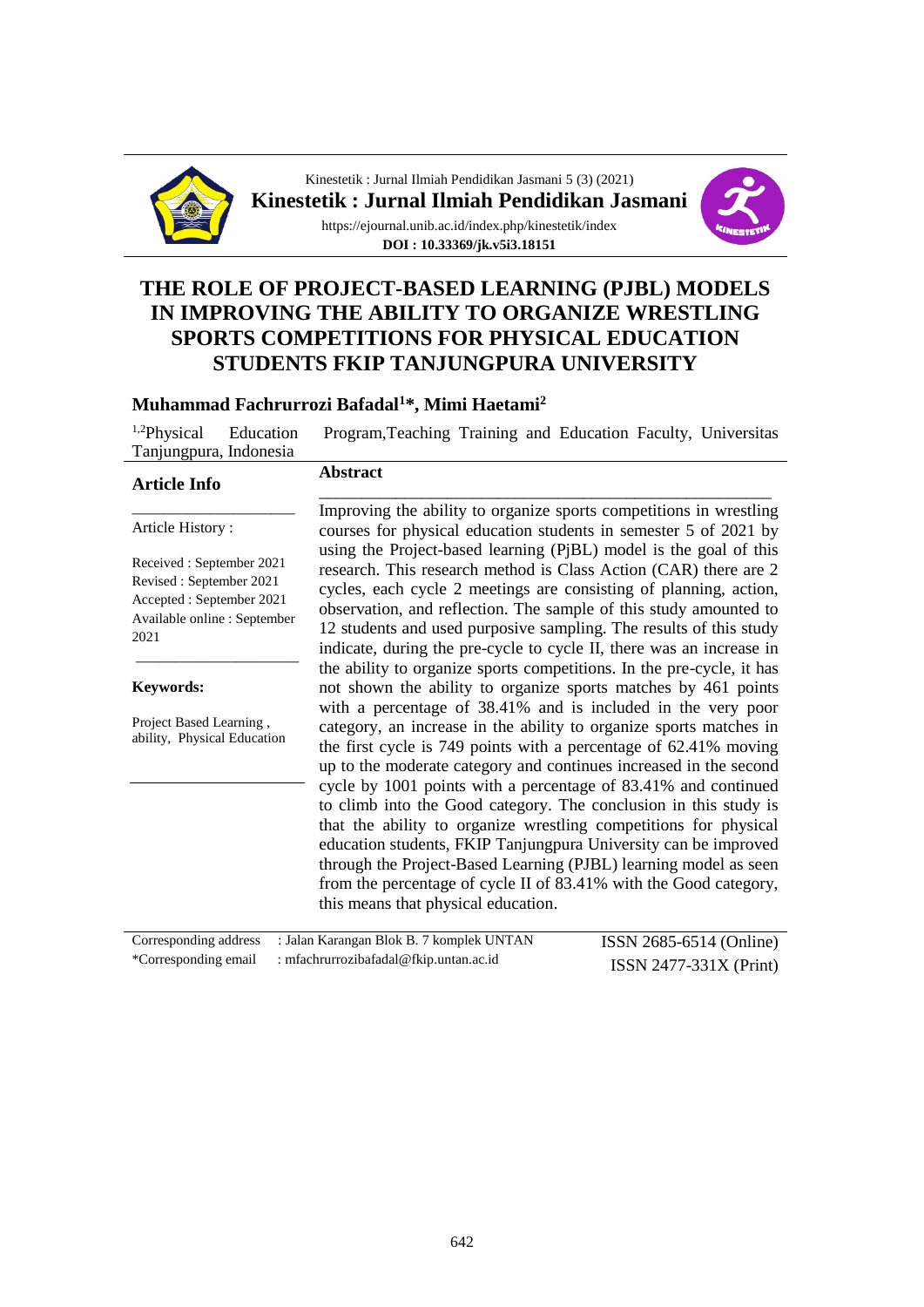Kinestetik : Jurnal Ilmiah Pendidikan Jasmani 5 (3) (2021)

**Kinestetik : Jurnal Ilmiah Pendidikan Jasmani**

https://ejournal.unib.ac.id/index.php/kinestetik/index

**DOI : 10.33369/jk.v5i3.18151**

# THE ROLE OF PROJECT-BASED LEARNING (PJBL) MODELS IN IMPROVING THE ABILITY TO ORGANIZE WRESTLING SPORTS COMPETITIONS FOR PHYSICAL EDUCATION STUDENTS FKIP TANJUNGPURA UNIVERSITY

**Muhammad Fachrurrozi Bafadal[1]*, Mimi Haetami[2]**

[1,2]Physical Education Program,Teaching Training and Education Faculty, Universitas Tanjungpura, Indonesia

## Article Info

Article History :

Received : September 2021
Revised : September 2021
Accepted : September 2021
Available online : September 2021

**Keywords:**

Project Based Learning , ability, Physical Education

## Abstract

Improving the ability to organize sports competitions in wrestling courses for physical education students in semester 5 of 2021 by using the Project-based learning (PjBL) model is the goal of this research. This research method is Class Action (CAR) there are 2 cycles, each cycle 2 meetings are consisting of planning, action, observation, and reflection. The sample of this study amounted to 12 students and used purposive sampling. The results of this study indicate, during the pre-cycle to cycle II, there was an increase in the ability to organize sports competitions. In the pre-cycle, it has not shown the ability to organize sports matches by 461 points with a percentage of 38.41% and is included in the very poor category, an increase in the ability to organize sports matches in the first cycle is 749 points with a percentage of 62.41% moving up to the moderate category and continues increased in the second cycle by 1001 points with a percentage of 83.41% and continued to climb into the Good category. The conclusion in this study is that the ability to organize wrestling competitions for physical education students, FKIP Tanjungpura University can be improved through the Project-Based Learning (PJBL) learning model as seen from the percentage of cycle II of 83.41% with the Good category, this means that physical education.

Corresponding address : Jalan Karangan Blok B. 7 komplek UNTAN
*Corresponding email : mfachrurrozibafadal@fkip.untan.ac.id

ISSN 2685-6514 (Online)
ISSN 2477-331X (Print)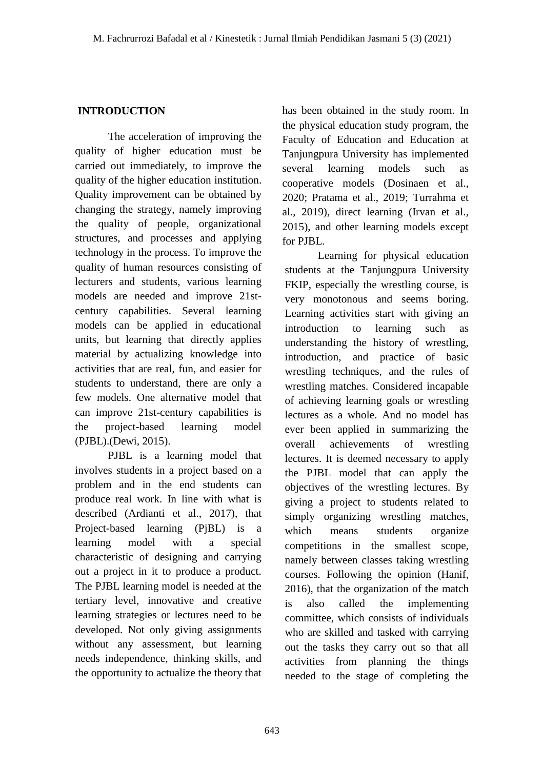## INTRODUCTION

The acceleration of improving the quality of higher education must be carried out immediately, to improve the quality of the higher education institution. Quality improvement can be obtained by changing the strategy, namely improving the quality of people, organizational structures, and processes and applying technology in the process. To improve the quality of human resources consisting of lecturers and students, various learning models are needed and improve 21st-century capabilities. Several learning models can be applied in educational units, but learning that directly applies material by actualizing knowledge into activities that are real, fun, and easier for students to understand, there are only a few models. One alternative model that can improve 21st-century capabilities is the project-based learning model (PJBL).(Dewi, 2015).

PJBL is a learning model that involves students in a project based on a problem and in the end students can produce real work. In line with what is described (Ardianti et al., 2017), that Project-based learning (PjBL) is a learning model with a special characteristic of designing and carrying out a project in it to produce a product. The PJBL learning model is needed at the tertiary level, innovative and creative learning strategies or lectures need to be developed. Not only giving assignments without any assessment, but learning needs independence, thinking skills, and the opportunity to actualize the theory that has been obtained in the study room. In the physical education study program, the Faculty of Education and Education at Tanjungpura University has implemented several learning models such as cooperative models (Dosinaen et al., 2020; Pratama et al., 2019; Turrahma et al., 2019), direct learning (Irvan et al., 2015), and other learning models except for PJBL.

Learning for physical education students at the Tanjungpura University FKIP, especially the wrestling course, is very monotonous and seems boring. Learning activities start with giving an introduction to learning such as understanding the history of wrestling, introduction, and practice of basic wrestling techniques, and the rules of wrestling matches. Considered incapable of achieving learning goals or wrestling lectures as a whole. And no model has ever been applied in summarizing the overall achievements of wrestling lectures. It is deemed necessary to apply the PJBL model that can apply the objectives of the wrestling lectures. By giving a project to students related to simply organizing wrestling matches, which means students organize competitions in the smallest scope, namely between classes taking wrestling courses. Following the opinion (Hanif, 2016), that the organization of the match is also called the implementing committee, which consists of individuals who are skilled and tasked with carrying out the tasks they carry out so that all activities from planning the things needed to the stage of completing the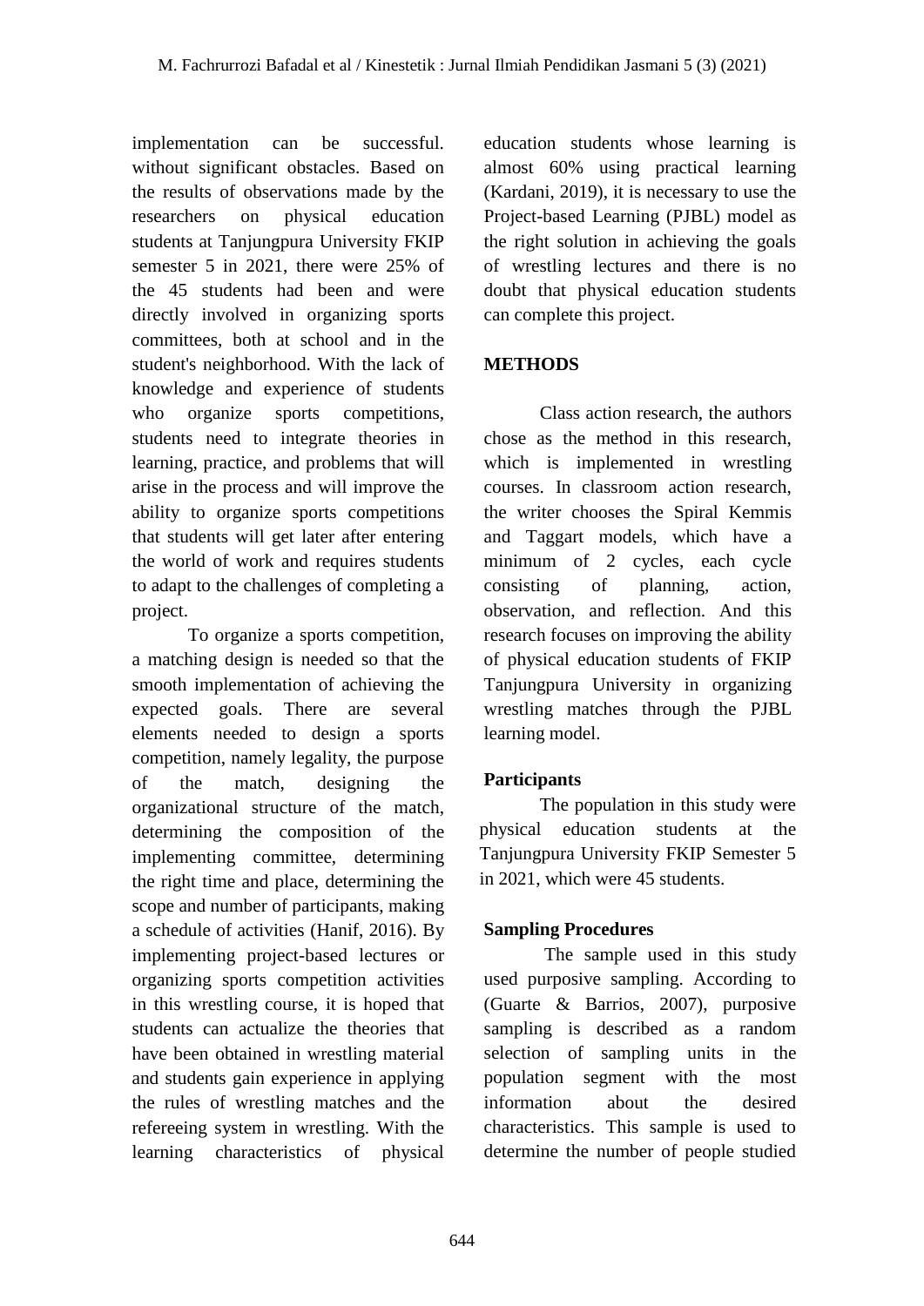implementation can be successful. without significant obstacles. Based on the results of observations made by the researchers on physical education students at Tanjungpura University FKIP semester 5 in 2021, there were 25% of the 45 students had been and were directly involved in organizing sports committees, both at school and in the student's neighborhood. With the lack of knowledge and experience of students who organize sports competitions, students need to integrate theories in learning, practice, and problems that will arise in the process and will improve the ability to organize sports competitions that students will get later after entering the world of work and requires students to adapt to the challenges of completing a project.

To organize a sports competition, a matching design is needed so that the smooth implementation of achieving the expected goals. There are several elements needed to design a sports competition, namely legality, the purpose of the match, designing the organizational structure of the match, determining the composition of the implementing committee, determining the right time and place, determining the scope and number of participants, making a schedule of activities (Hanif, 2016). By implementing project-based lectures or organizing sports competition activities in this wrestling course, it is hoped that students can actualize the theories that have been obtained in wrestling material and students gain experience in applying the rules of wrestling matches and the refereeing system in wrestling. With the learning characteristics of physical education students whose learning is almost 60% using practical learning (Kardani, 2019), it is necessary to use the Project-based Learning (PJBL) model as the right solution in achieving the goals of wrestling lectures and there is no doubt that physical education students can complete this project.

## METHODS

Class action research, the authors chose as the method in this research, which is implemented in wrestling courses. In classroom action research, the writer chooses the Spiral Kemmis and Taggart models, which have a minimum of 2 cycles, each cycle consisting of planning, action, observation, and reflection. And this research focuses on improving the ability of physical education students of FKIP Tanjungpura University in organizing wrestling matches through the PJBL learning model.

### Participants

The population in this study were physical education students at the Tanjungpura University FKIP Semester 5 in 2021, which were 45 students.

### Sampling Procedures

The sample used in this study used purposive sampling. According to (Guarte & Barrios, 2007), purposive sampling is described as a random selection of sampling units in the population segment with the most information about the desired characteristics. This sample is used to determine the number of people studied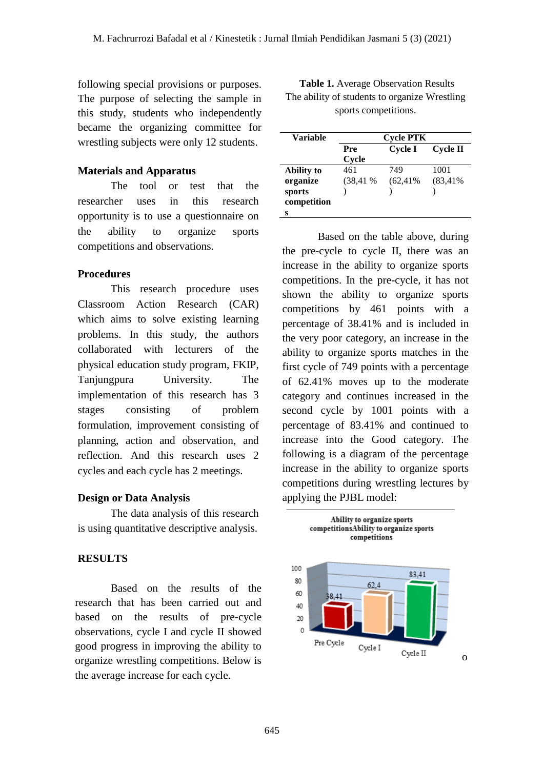following special provisions or purposes. The purpose of selecting the sample in this study, students who independently became the organizing committee for wrestling subjects were only 12 students.

## Materials and Apparatus

The tool or test that the researcher uses in this research opportunity is to use a questionnaire on the ability to organize sports competitions and observations.

## Procedures

This research procedure uses Classroom Action Research (CAR) which aims to solve existing learning problems. In this study, the authors collaborated with lecturers of the physical education study program, FKIP, Tanjungpura University. The implementation of this research has 3 stages consisting of problem formulation, improvement consisting of planning, action and observation, and reflection. And this research uses 2 cycles and each cycle has 2 meetings.

## Design or Data Analysis

The data analysis of this research is using quantitative descriptive analysis.

## RESULTS

Based on the results of the research that has been carried out and based on the results of pre-cycle observations, cycle I and cycle II showed good progress in improving the ability to organize wrestling competitions. Below is the average increase for each cycle.

**Table 1.** Average Observation Results The ability of students to organize Wrestling sports competitions.

| Variable | Cycle PTK | | |
|---|---|---|---|
| | Pre Cycle | Cycle I | Cycle II |
| Ability to organize sports competitions | 461 (38,41 %) | 749 (62,41%) | 1001 (83,41%) |

Based on the table above, during the pre-cycle to cycle II, there was an increase in the ability to organize sports competitions. In the pre-cycle, it has not shown the ability to organize sports competitions by 461 points with a percentage of 38.41% and is included in the very poor category, an increase in the ability to organize sports matches in the first cycle of 749 points with a percentage of 62.41% moves up to the moderate category and continues increased in the second cycle by 1001 points with a percentage of 83.41% and continued to increase into the Good category. The following is a diagram of the percentage increase in the ability to organize sports competitions during wrestling lectures by applying the PJBL model:

Ability to organize sports competitionsAbility to organize sports competitions

| | Pre Cycle | Cycle I | Cycle II |
|---|---|---|---|
| Ability to organize sports competitions | 38,41 | 62,4 | 83,41 |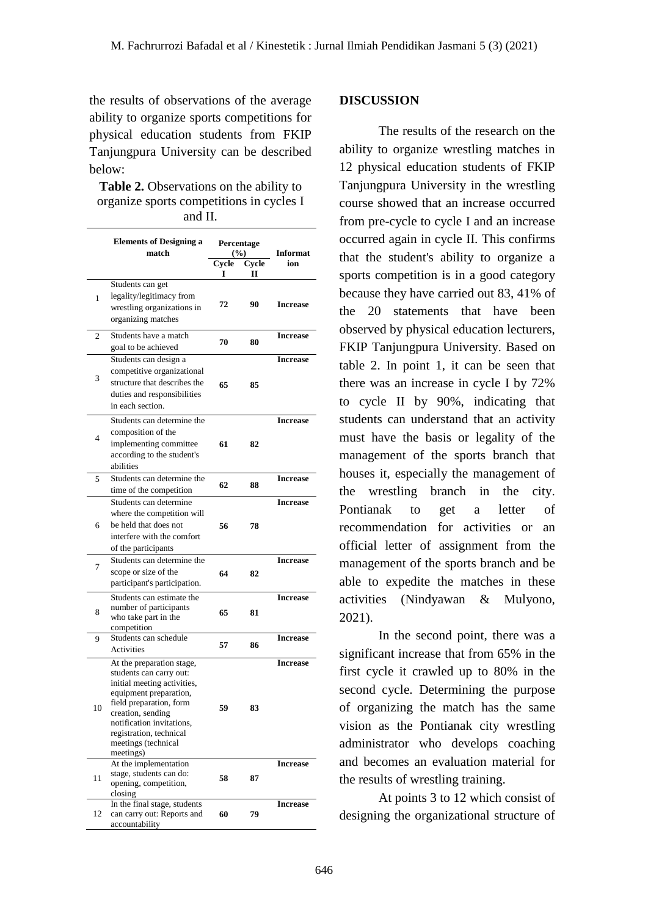the results of observations of the average ability to organize sports competitions for physical education students from FKIP Tanjungpura University can be described below:

**Table 2.** Observations on the ability to organize sports competitions in cycles I and II.

| | Elements of Designing a match | Percentage (%) | | Information |
|---|---|---|---|---|
| | | Cycle I | Cycle II | |
| 1 | Students can get legality/legitimacy from wrestling organizations in organizing matches | **72** | **90** | **Increase** |
| 2 | Students have a match goal to be achieved | **70** | **80** | **Increase** |
| 3 | Students can design a competitive organizational structure that describes the duties and responsibilities in each section. | **65** | **85** | **Increase** |
| 4 | Students can determine the composition of the implementing committee according to the student's abilities | **61** | **82** | **Increase** |
| 5 | Students can determine the time of the competition | **62** | **88** | **Increase** |
| 6 | Students can determine where the competition will be held that does not interfere with the comfort of the participants | **56** | **78** | **Increase** |
| 7 | Students can determine the scope or size of the participant's participation. | **64** | **82** | **Increase** |
| 8 | Students can estimate the number of participants who take part in the competition | **65** | **81** | **Increase** |
| 9 | Students can schedule Activities | **57** | **86** | **Increase** |
| 10 | At the preparation stage, students can carry out: initial meeting activities, equipment preparation, field preparation, form creation, sending notification invitations, registration, technical meetings (technical meetings) | **59** | **83** | **Increase** |
| 11 | At the implementation stage, students can do: opening, competition, closing | **58** | **87** | **Increase** |
| 12 | In the final stage, students can carry out: Reports and accountability | **60** | **79** | **Increase** |

## DISCUSSION

The results of the research on the ability to organize wrestling matches in 12 physical education students of FKIP Tanjungpura University in the wrestling course showed that an increase occurred from pre-cycle to cycle I and an increase occurred again in cycle II. This confirms that the student's ability to organize a sports competition is in a good category because they have carried out 83, 41% of the 20 statements that have been observed by physical education lecturers, FKIP Tanjungpura University. Based on table 2. In point 1, it can be seen that there was an increase in cycle I by 72% to cycle II by 90%, indicating that students can understand that an activity must have the basis or legality of the management of the sports branch that houses it, especially the management of the wrestling branch in the city. Pontianak to get a letter of recommendation for activities or an official letter of assignment from the management of the sports branch and be able to expedite the matches in these activities (Nindyawan & Mulyono, 2021).

In the second point, there was a significant increase that from 65% in the first cycle it crawled up to 80% in the second cycle. Determining the purpose of organizing the match has the same vision as the Pontianak city wrestling administrator who develops coaching and becomes an evaluation material for the results of wrestling training.

At points 3 to 12 which consist of designing the organizational structure of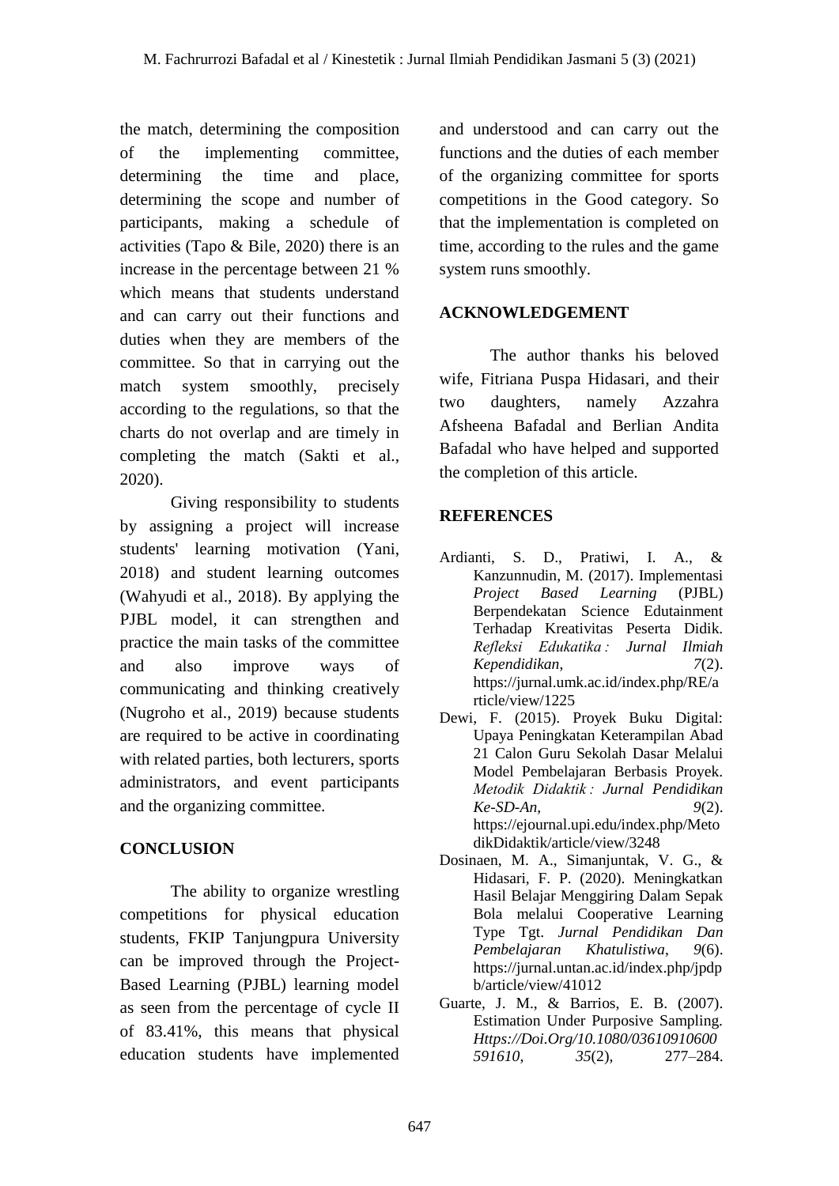the match, determining the composition of the implementing committee, determining the time and place, determining the scope and number of participants, making a schedule of activities (Tapo & Bile, 2020) there is an increase in the percentage between 21 % which means that students understand and can carry out their functions and duties when they are members of the committee. So that in carrying out the match system smoothly, precisely according to the regulations, so that the charts do not overlap and are timely in completing the match (Sakti et al., 2020).

Giving responsibility to students by assigning a project will increase students' learning motivation (Yani, 2018) and student learning outcomes (Wahyudi et al., 2018). By applying the PJBL model, it can strengthen and practice the main tasks of the committee and also improve ways of communicating and thinking creatively (Nugroho et al., 2019) because students are required to be active in coordinating with related parties, both lecturers, sports administrators, and event participants and the organizing committee.

## CONCLUSION

The ability to organize wrestling competitions for physical education students, FKIP Tanjungpura University can be improved through the Project-Based Learning (PJBL) learning model as seen from the percentage of cycle II of 83.41%, this means that physical education students have implemented and understood and can carry out the functions and the duties of each member of the organizing committee for sports competitions in the Good category. So that the implementation is completed on time, according to the rules and the game system runs smoothly.

## ACKNOWLEDGEMENT

The author thanks his beloved wife, Fitriana Puspa Hidasari, and their two daughters, namely Azzahra Afsheena Bafadal and Berlian Andita Bafadal who have helped and supported the completion of this article.

## REFERENCES

Ardianti, S. D., Pratiwi, I. A., & Kanzunnudin, M. (2017). Implementasi *Project Based Learning* (PJBL) Berpendekatan Science Edutainment Terhadap Kreativitas Peserta Didik. *Refleksi Edukatika : Jurnal Ilmiah Kependidikan*, *7*(2). https://jurnal.umk.ac.id/index.php/RE/article/view/1225

Dewi, F. (2015). Proyek Buku Digital: Upaya Peningkatan Keterampilan Abad 21 Calon Guru Sekolah Dasar Melalui Model Pembelajaran Berbasis Proyek. *Metodik Didaktik : Jurnal Pendidikan Ke-SD-An*, *9*(2). https://ejournal.upi.edu/index.php/MetodikDidaktik/article/view/3248

Dosinaen, M. A., Simanjuntak, V. G., & Hidasari, F. P. (2020). Meningkatkan Hasil Belajar Menggiring Dalam Sepak Bola melalui Cooperative Learning Type Tgt. *Jurnal Pendidikan Dan Pembelajaran Khatulistiwa*, *9*(6). https://jurnal.untan.ac.id/index.php/jpdpb/article/view/41012

Guarte, J. M., & Barrios, E. B. (2007). Estimation Under Purposive Sampling. *Https://Doi.Org/10.1080/03610910600591610*, *35*(2), 277–284.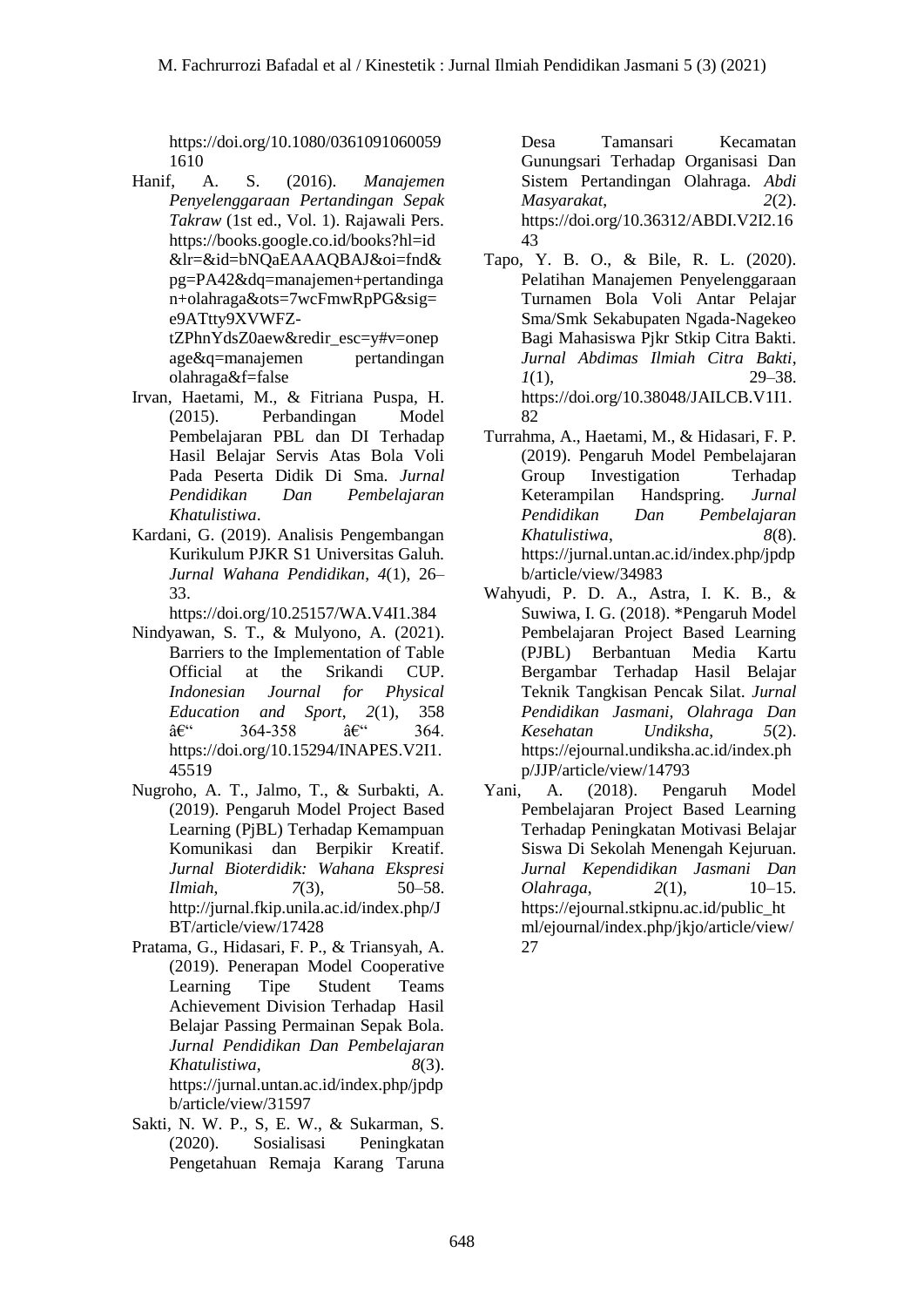https://doi.org/10.1080/0361091060059 1610

Hanif, A. S. (2016). *Manajemen Penyelenggaraan Pertandingan Sepak Takraw* (1st ed., Vol. 1). Rajawali Pers. https://books.google.co.id/books?hl=id&lr=&id=bNQaEAAAQBAJ&oi=fnd&pg=PA42&dq=manajemen+pertandingan+olahraga&ots=7wcFmwRpPG&sig=e9ATtty9XVWFZ-tZPhnYdsZ0aew&redir_esc=y#v=onepage&q=manajemen pertandingan olahraga&f=false

Irvan, Haetami, M., & Fitriana Puspa, H. (2015). Perbandingan Model Pembelajaran PBL dan DI Terhadap Hasil Belajar Servis Atas Bola Voli Pada Peserta Didik Di Sma. *Jurnal Pendidikan Dan Pembelajaran Khatulistiwa*.

Kardani, G. (2019). Analisis Pengembangan Kurikulum PJKR S1 Universitas Galuh. *Jurnal Wahana Pendidikan*, *4*(1), 26–33. https://doi.org/10.25157/WA.V4I1.384

Nindyawan, S. T., & Mulyono, A. (2021). Barriers to the Implementation of Table Official at the Srikandi CUP. *Indonesian Journal for Physical Education and Sport*, *2*(1), 358 â€“ 364-358 â€“ 364. https://doi.org/10.15294/INAPES.V2I1.45519

Nugroho, A. T., Jalmo, T., & Surbakti, A. (2019). Pengaruh Model Project Based Learning (PjBL) Terhadap Kemampuan Komunikasi dan Berpikir Kreatif. *Jurnal Bioterdidik: Wahana Ekspresi Ilmiah*, *7*(3), 50–58. http://jurnal.fkip.unila.ac.id/index.php/JBT/article/view/17428

Pratama, G., Hidasari, F. P., & Triansyah, A. (2019). Penerapan Model Cooperative Learning Tipe Student Teams Achievement Division Terhadap Hasil Belajar Passing Permainan Sepak Bola. *Jurnal Pendidikan Dan Pembelajaran Khatulistiwa*, *8*(3). https://jurnal.untan.ac.id/index.php/jpdpb/article/view/31597

Sakti, N. W. P., S, E. W., & Sukarman, S. (2020). Sosialisasi Peningkatan Pengetahuan Remaja Karang Taruna Desa Tamansari Kecamatan Gunungsari Terhadap Organisasi Dan Sistem Pertandingan Olahraga. *Abdi Masyarakat*, *2*(2). https://doi.org/10.36312/ABDI.V2I2.1643

Tapo, Y. B. O., & Bile, R. L. (2020). Pelatihan Manajemen Penyelenggaraan Turnamen Bola Voli Antar Pelajar Sma/Smk Sekabupaten Ngada-Nagekeo Bagi Mahasiswa Pjkr Stkip Citra Bakti. *Jurnal Abdimas Ilmiah Citra Bakti*, *1*(1), 29–38. https://doi.org/10.38048/JAILCB.V1I1.82

Turrahma, A., Haetami, M., & Hidasari, F. P. (2019). Pengaruh Model Pembelajaran Group Investigation Terhadap Keterampilan Handspring. *Jurnal Pendidikan Dan Pembelajaran Khatulistiwa*, *8*(8). https://jurnal.untan.ac.id/index.php/jpdpb/article/view/34983

Wahyudi, P. D. A., Astra, I. K. B., & Suwiwa, I. G. (2018). *Pengaruh Model Pembelajaran Project Based Learning (PJBL) Berbantuan Media Kartu Bergambar Terhadap Hasil Belajar Teknik Tangkisan Pencak Silat. *Jurnal Pendidikan Jasmani, Olahraga Dan Kesehatan Undiksha*, *5*(2). https://ejournal.undiksha.ac.id/index.php/JJP/article/view/14793

Yani, A. (2018). Pengaruh Model Pembelajaran Project Based Learning Terhadap Peningkatan Motivasi Belajar Siswa Di Sekolah Menengah Kejuruan. *Jurnal Kependidikan Jasmani Dan Olahraga*, *2*(1), 10–15. https://ejournal.stkipnu.ac.id/public_html/ejournal/index.php/jkjo/article/view/27